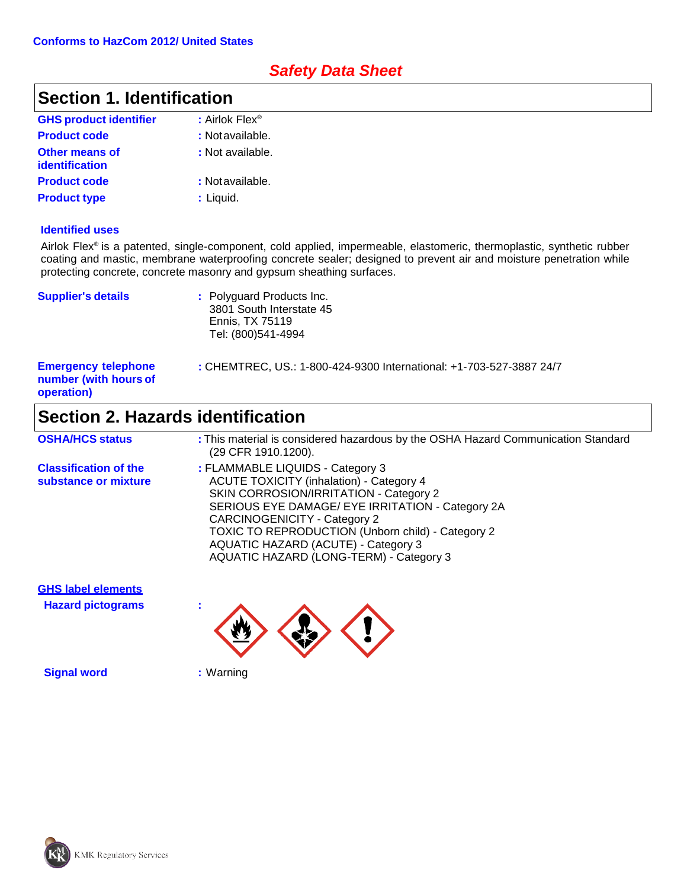**Conforms to HazCom 2012/ United States**

# *Safety Data Sheet*

## Section 1. Identification

**GHS product identifier** : Airlok Flex®

**Product code** : Notavailable.

**Other means of identification** : Not available.

**Product code** : Notavailable.

**Product type** : Liquid.

**Identified uses**

Airlok Flex® is a patented, single-component, cold applied, impermeable, elastomeric, thermoplastic, synthetic rubber coating and mastic, membrane waterproofing concrete sealer; designed to prevent air and moisture penetration while protecting concrete, concrete masonry and gypsum sheathing surfaces.

**Supplier's details** : Polyguard Products Inc.
3801 South Interstate 45
Ennis, TX 75119
Tel: (800)541-4994

**Emergency telephone number (with hours of operation)** : CHEMTREC, US.: 1-800-424-9300 International: +1-703-527-3887 24/7

## Section 2. Hazards identification

**OSHA/HCS status** : This material is considered hazardous by the OSHA Hazard Communication Standard (29 CFR 1910.1200).

**Classification of the substance or mixture** : FLAMMABLE LIQUIDS - Category 3
ACUTE TOXICITY (inhalation) - Category 4
SKIN CORROSION/IRRITATION - Category 2
SERIOUS EYE DAMAGE/ EYE IRRITATION - Category 2A
CARCINOGENICITY - Category 2
TOXIC TO REPRODUCTION (Unborn child) - Category 2
AQUATIC HAZARD (ACUTE) - Category 3
AQUATIC HAZARD (LONG-TERM) - Category 3

**GHS label elements**

**Hazard pictograms** :

**Signal word** : Warning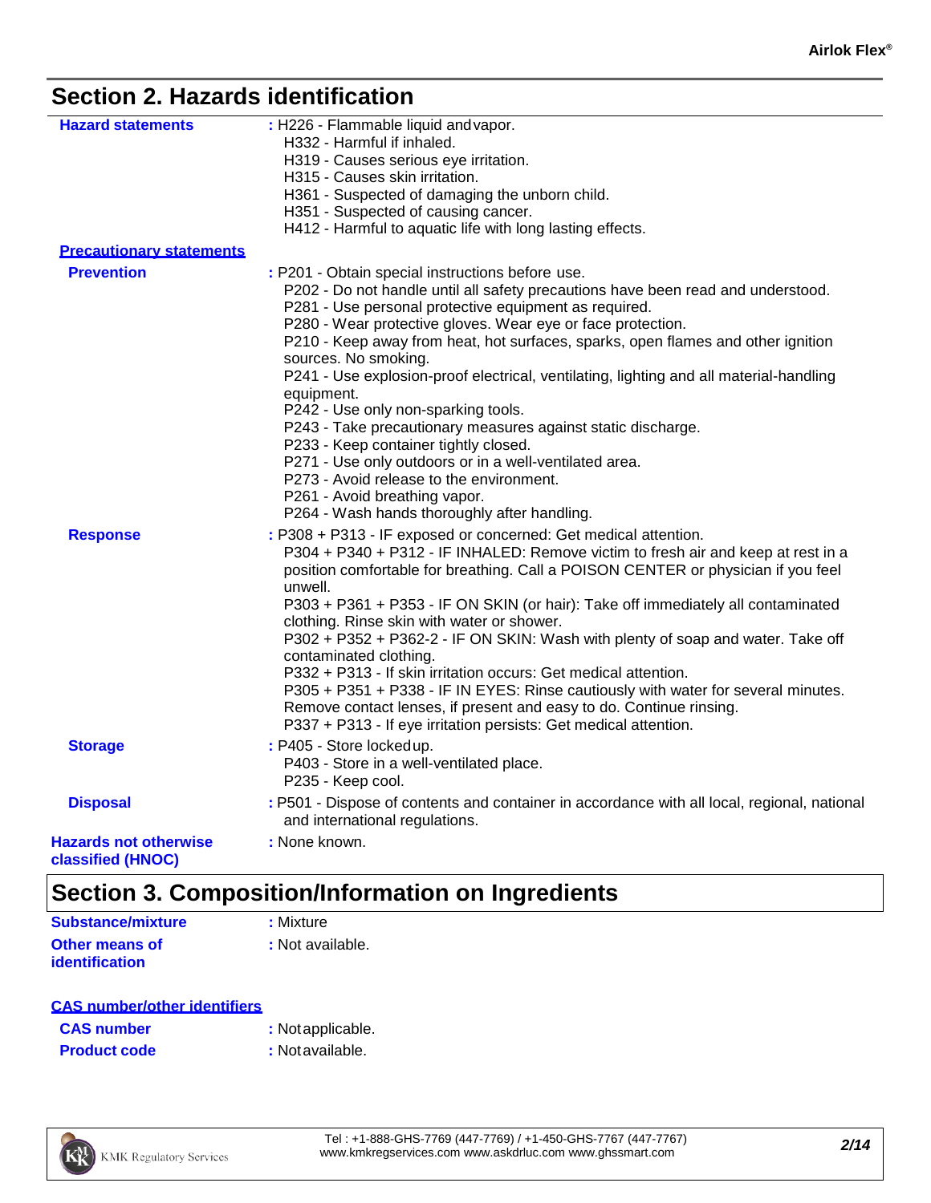## Section 2. Hazards identification

**Hazard statements** : H226 - Flammable liquid and vapor.
H332 - Harmful if inhaled.
H319 - Causes serious eye irritation.
H315 - Causes skin irritation.
H361 - Suspected of damaging the unborn child.
H351 - Suspected of causing cancer.
H412 - Harmful to aquatic life with long lasting effects.

**Precautionary statements**

**Prevention** : P201 - Obtain special instructions before use.
P202 - Do not handle until all safety precautions have been read and understood.
P281 - Use personal protective equipment as required.
P280 - Wear protective gloves. Wear eye or face protection.
P210 - Keep away from heat, hot surfaces, sparks, open flames and other ignition sources. No smoking.
P241 - Use explosion-proof electrical, ventilating, lighting and all material-handling equipment.
P242 - Use only non-sparking tools.
P243 - Take precautionary measures against static discharge.
P233 - Keep container tightly closed.
P271 - Use only outdoors or in a well-ventilated area.
P273 - Avoid release to the environment.
P261 - Avoid breathing vapor.
P264 - Wash hands thoroughly after handling.

**Response** : P308 + P313 - IF exposed or concerned: Get medical attention.
P304 + P340 + P312 - IF INHALED: Remove victim to fresh air and keep at rest in a position comfortable for breathing. Call a POISON CENTER or physician if you feel unwell.
P303 + P361 + P353 - IF ON SKIN (or hair): Take off immediately all contaminated clothing. Rinse skin with water or shower.
P302 + P352 + P362-2 - IF ON SKIN: Wash with plenty of soap and water. Take off contaminated clothing.
P332 + P313 - If skin irritation occurs: Get medical attention.
P305 + P351 + P338 - IF IN EYES: Rinse cautiously with water for several minutes. Remove contact lenses, if present and easy to do. Continue rinsing.
P337 + P313 - If eye irritation persists: Get medical attention.

**Storage** : P405 - Store locked up.
P403 - Store in a well-ventilated place.
P235 - Keep cool.

**Disposal** : P501 - Dispose of contents and container in accordance with all local, regional, national and international regulations.

**Hazards not otherwise classified (HNOC)** : None known.

## Section 3. Composition/Information on Ingredients

**Substance/mixture** : Mixture

**Other means of identification** : Not available.

**CAS number/other identifiers**

**CAS number** : Not applicable.

**Product code** : Not available.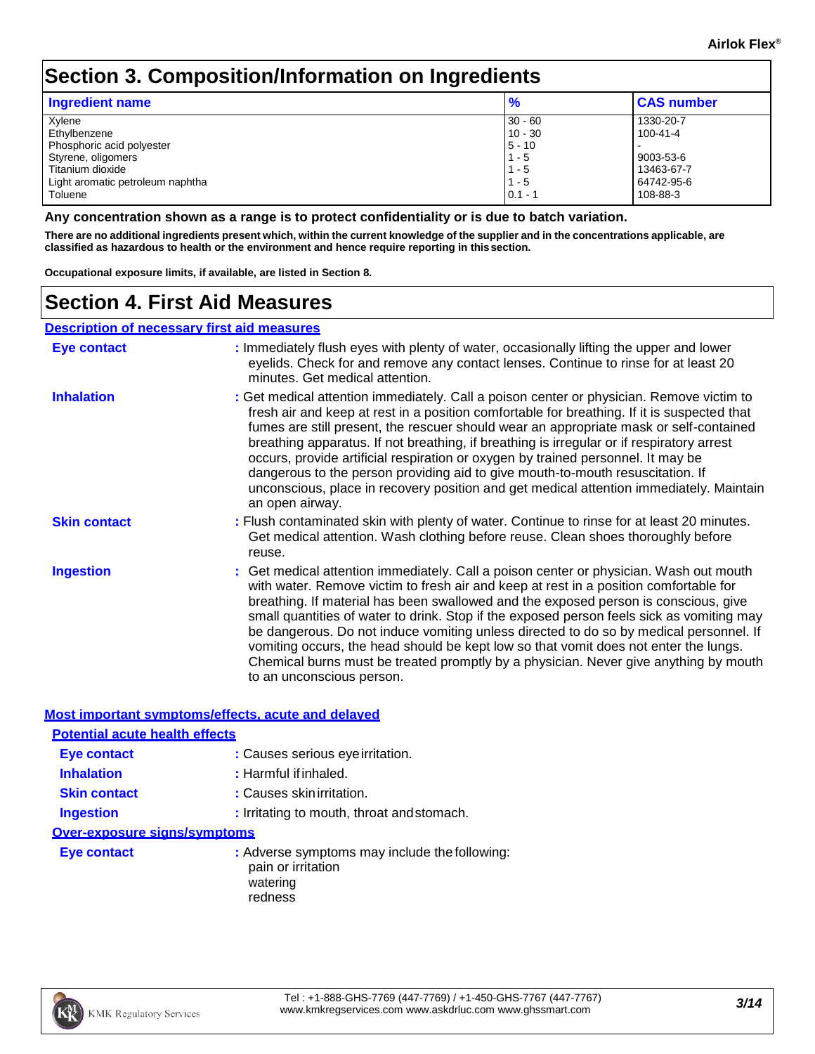# Section 3. Composition/Information on Ingredients

| Ingredient name | % | CAS number |
|---|---|---|
| Xylene | 30 - 60 | 1330-20-7 |
| Ethylbenzene | 10 - 30 | 100-41-4 |
| Phosphoric acid polyester | 5 - 10 | - |
| Styrene, oligomers | 1 - 5 | 9003-53-6 |
| Titanium dioxide | 1 - 5 | 13463-67-7 |
| Light aromatic petroleum naphtha | 1 - 5 | 64742-95-6 |
| Toluene | 0.1 - 1 | 108-88-3 |

**Any concentration shown as a range is to protect confidentiality or is due to batch variation.**

**There are no additional ingredients present which, within the current knowledge of the supplier and in the concentrations applicable, are classified as hazardous to health or the environment and hence require reporting in this section.**

**Occupational exposure limits, if available, are listed in Section 8.**

# Section 4. First Aid Measures

## Description of necessary first aid measures

**Eye contact** : Immediately flush eyes with plenty of water, occasionally lifting the upper and lower eyelids. Check for and remove any contact lenses. Continue to rinse for at least 20 minutes. Get medical attention.

**Inhalation** : Get medical attention immediately. Call a poison center or physician. Remove victim to fresh air and keep at rest in a position comfortable for breathing. If it is suspected that fumes are still present, the rescuer should wear an appropriate mask or self-contained breathing apparatus. If not breathing, if breathing is irregular or if respiratory arrest occurs, provide artificial respiration or oxygen by trained personnel. It may be dangerous to the person providing aid to give mouth-to-mouth resuscitation. If unconscious, place in recovery position and get medical attention immediately. Maintain an open airway.

**Skin contact** : Flush contaminated skin with plenty of water. Continue to rinse for at least 20 minutes. Get medical attention. Wash clothing before reuse. Clean shoes thoroughly before reuse.

**Ingestion** : Get medical attention immediately. Call a poison center or physician. Wash out mouth with water. Remove victim to fresh air and keep at rest in a position comfortable for breathing. If material has been swallowed and the exposed person is conscious, give small quantities of water to drink. Stop if the exposed person feels sick as vomiting may be dangerous. Do not induce vomiting unless directed to do so by medical personnel. If vomiting occurs, the head should be kept low so that vomit does not enter the lungs. Chemical burns must be treated promptly by a physician. Never give anything by mouth to an unconscious person.

## Most important symptoms/effects, acute and delayed

### Potential acute health effects

**Eye contact** : Causes serious eye irritation.

**Inhalation** : Harmful if inhaled.

**Skin contact** : Causes skin irritation.

**Ingestion** : Irritating to mouth, throat and stomach.

### Over-exposure signs/symptoms

**Eye contact** : Adverse symptoms may include the following:
pain or irritation
watering
redness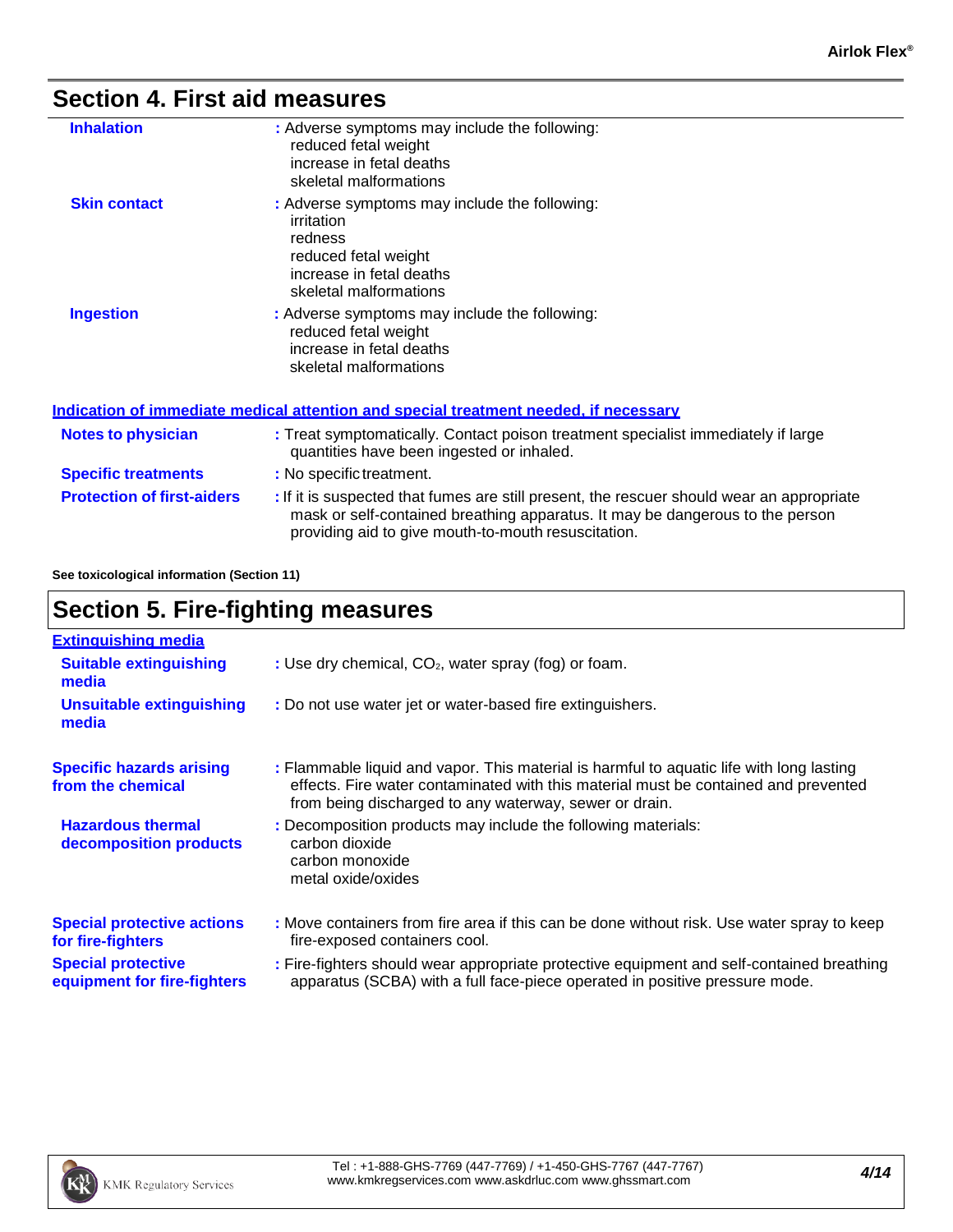## Section 4. First aid measures

**Inhalation** : Adverse symptoms may include the following:
reduced fetal weight
increase in fetal deaths
skeletal malformations

**Skin contact** : Adverse symptoms may include the following:
irritation
redness
reduced fetal weight
increase in fetal deaths
skeletal malformations

**Ingestion** : Adverse symptoms may include the following:
reduced fetal weight
increase in fetal deaths
skeletal malformations

### Indication of immediate medical attention and special treatment needed, if necessary

**Notes to physician** : Treat symptomatically. Contact poison treatment specialist immediately if large quantities have been ingested or inhaled.

**Specific treatments** : No specific treatment.

**Protection of first-aiders** : If it is suspected that fumes are still present, the rescuer should wear an appropriate mask or self-contained breathing apparatus. It may be dangerous to the person providing aid to give mouth-to-mouth resuscitation.

**See toxicological information (Section 11)**

## Section 5. Fire-fighting measures

### Extinguishing media

**Suitable extinguishing media** : Use dry chemical, $CO_2$, water spray (fog) or foam.

**Unsuitable extinguishing media** : Do not use water jet or water-based fire extinguishers.

**Specific hazards arising from the chemical** : Flammable liquid and vapor. This material is harmful to aquatic life with long lasting effects. Fire water contaminated with this material must be contained and prevented from being discharged to any waterway, sewer or drain.

**Hazardous thermal decomposition products** : Decomposition products may include the following materials:
carbon dioxide
carbon monoxide
metal oxide/oxides

**Special protective actions for fire-fighters** : Move containers from fire area if this can be done without risk. Use water spray to keep fire-exposed containers cool.

**Special protective equipment for fire-fighters** : Fire-fighters should wear appropriate protective equipment and self-contained breathing apparatus (SCBA) with a full face-piece operated in positive pressure mode.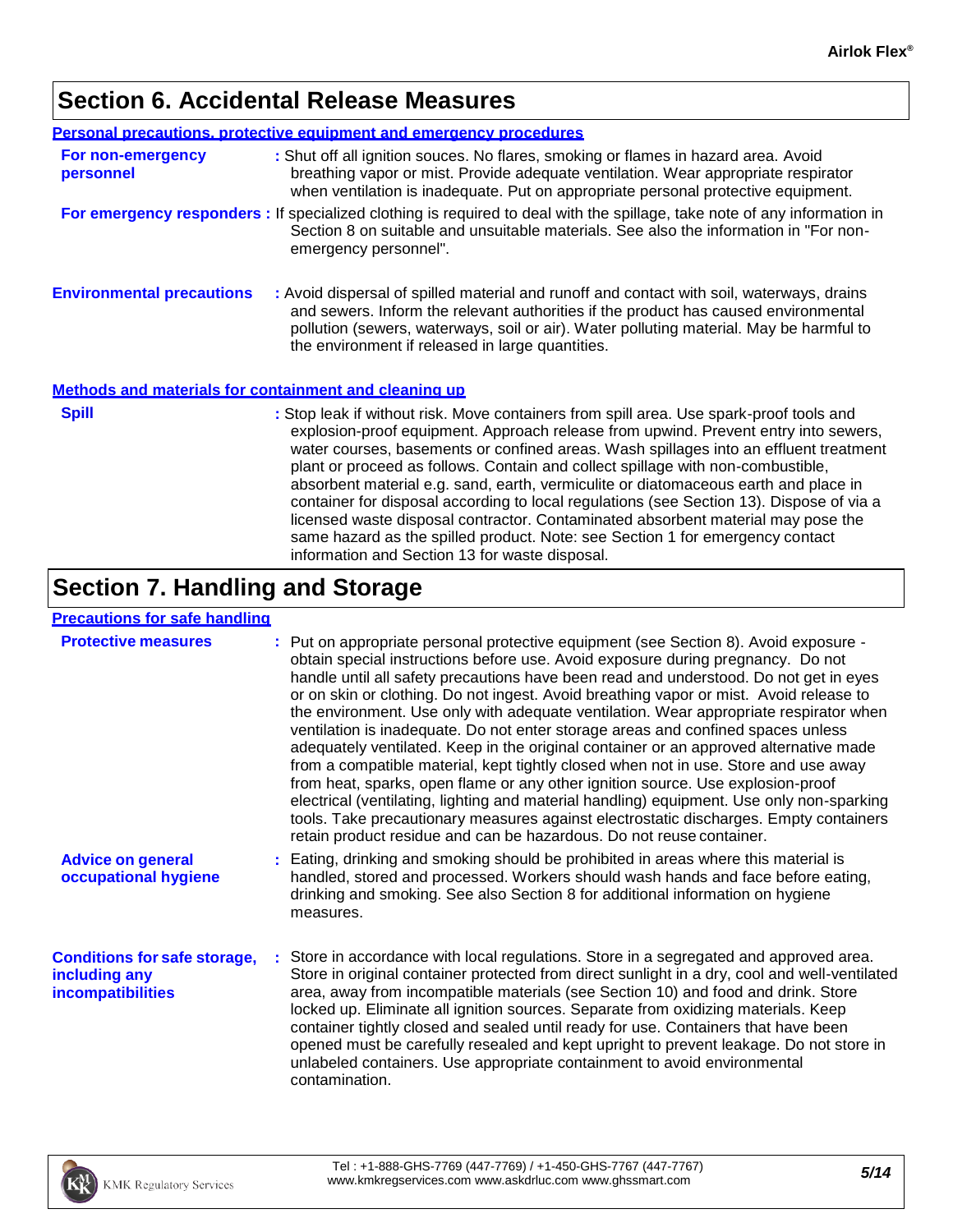## Section 6. Accidental Release Measures

### Personal precautions, protective equipment and emergency procedures

**For non-emergency personnel** : Shut off all ignition souces. No flares, smoking or flames in hazard area. Avoid breathing vapor or mist. Provide adequate ventilation. Wear appropriate respirator when ventilation is inadequate. Put on appropriate personal protective equipment.

**For emergency responders** : If specialized clothing is required to deal with the spillage, take note of any information in Section 8 on suitable and unsuitable materials. See also the information in "For non-emergency personnel".

**Environmental precautions** : Avoid dispersal of spilled material and runoff and contact with soil, waterways, drains and sewers. Inform the relevant authorities if the product has caused environmental pollution (sewers, waterways, soil or air). Water polluting material. May be harmful to the environment if released in large quantities.

### Methods and materials for containment and cleaning up

**Spill** : Stop leak if without risk. Move containers from spill area. Use spark-proof tools and explosion-proof equipment. Approach release from upwind. Prevent entry into sewers, water courses, basements or confined areas. Wash spillages into an effluent treatment plant or proceed as follows. Contain and collect spillage with non-combustible, absorbent material e.g. sand, earth, vermiculite or diatomaceous earth and place in container for disposal according to local regulations (see Section 13). Dispose of via a licensed waste disposal contractor. Contaminated absorbent material may pose the same hazard as the spilled product. Note: see Section 1 for emergency contact information and Section 13 for waste disposal.

## Section 7. Handling and Storage

### Precautions for safe handling

**Protective measures** : Put on appropriate personal protective equipment (see Section 8). Avoid exposure - obtain special instructions before use. Avoid exposure during pregnancy. Do not handle until all safety precautions have been read and understood. Do not get in eyes or on skin or clothing. Do not ingest. Avoid breathing vapor or mist. Avoid release to the environment. Use only with adequate ventilation. Wear appropriate respirator when ventilation is inadequate. Do not enter storage areas and confined spaces unless adequately ventilated. Keep in the original container or an approved alternative made from a compatible material, kept tightly closed when not in use. Store and use away from heat, sparks, open flame or any other ignition source. Use explosion-proof electrical (ventilating, lighting and material handling) equipment. Use only non-sparking tools. Take precautionary measures against electrostatic discharges. Empty containers retain product residue and can be hazardous. Do not reuse container.

**Advice on general occupational hygiene** : Eating, drinking and smoking should be prohibited in areas where this material is handled, stored and processed. Workers should wash hands and face before eating, drinking and smoking. See also Section 8 for additional information on hygiene measures.

**Conditions for safe storage, including any incompatibilities** : Store in accordance with local regulations. Store in a segregated and approved area. Store in original container protected from direct sunlight in a dry, cool and well-ventilated area, away from incompatible materials (see Section 10) and food and drink. Store locked up. Eliminate all ignition sources. Separate from oxidizing materials. Keep container tightly closed and sealed until ready for use. Containers that have been opened must be carefully resealed and kept upright to prevent leakage. Do not store in unlabeled containers. Use appropriate containment to avoid environmental contamination.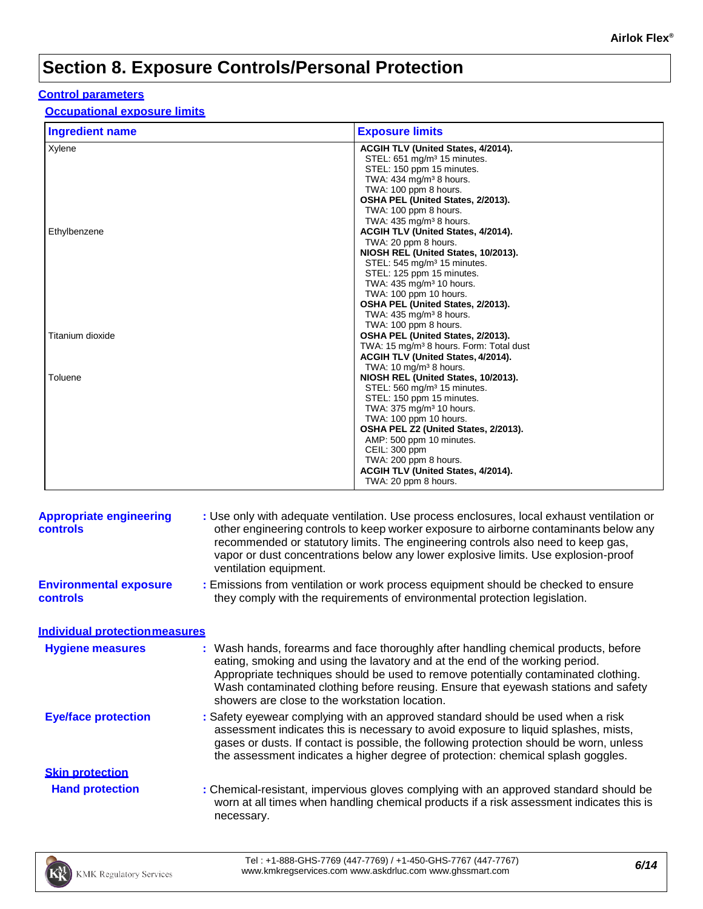# Section 8. Exposure Controls/Personal Protection

## Control parameters

### Occupational exposure limits

| Ingredient name | Exposure limits |
|---|---|
| Xylene | **ACGIH TLV (United States, 4/2014).**<br>STEL: 651 mg/m³ 15 minutes.<br>STEL: 150 ppm 15 minutes.<br>TWA: 434 mg/m³ 8 hours.<br>TWA: 100 ppm 8 hours.<br>**OSHA PEL (United States, 2/2013).**<br>TWA: 100 ppm 8 hours.<br>TWA: 435 mg/m³ 8 hours. |
| Ethylbenzene | **ACGIH TLV (United States, 4/2014).**<br>TWA: 20 ppm 8 hours.<br>**NIOSH REL (United States, 10/2013).**<br>STEL: 545 mg/m³ 15 minutes.<br>STEL: 125 ppm 15 minutes.<br>TWA: 435 mg/m³ 10 hours.<br>TWA: 100 ppm 10 hours.<br>**OSHA PEL (United States, 2/2013).**<br>TWA: 435 mg/m³ 8 hours.<br>TWA: 100 ppm 8 hours. |
| Titanium dioxide | **OSHA PEL (United States, 2/2013).**<br>TWA: 15 mg/m³ 8 hours. Form: Total dust<br>**ACGIH TLV (United States, 4/2014).**<br>TWA: 10 mg/m³ 8 hours. |
| Toluene | **NIOSH REL (United States, 10/2013).**<br>STEL: 560 mg/m³ 15 minutes.<br>STEL: 150 ppm 15 minutes.<br>TWA: 375 mg/m³ 10 hours.<br>TWA: 100 ppm 10 hours.<br>**OSHA PEL Z2 (United States, 2/2013).**<br>AMP: 500 ppm 10 minutes.<br>CEIL: 300 ppm<br>TWA: 200 ppm 8 hours.<br>**ACGIH TLV (United States, 4/2014).**<br>TWA: 20 ppm 8 hours. |

**Appropriate engineering controls** : Use only with adequate ventilation. Use process enclosures, local exhaust ventilation or other engineering controls to keep worker exposure to airborne contaminants below any recommended or statutory limits. The engineering controls also need to keep gas, vapor or dust concentrations below any lower explosive limits. Use explosion-proof ventilation equipment.

**Environmental exposure controls** : Emissions from ventilation or work process equipment should be checked to ensure they comply with the requirements of environmental protection legislation.

## Individual protection measures

**Hygiene measures** : Wash hands, forearms and face thoroughly after handling chemical products, before eating, smoking and using the lavatory and at the end of the working period. Appropriate techniques should be used to remove potentially contaminated clothing. Wash contaminated clothing before reusing. Ensure that eyewash stations and safety showers are close to the workstation location.

**Eye/face protection** : Safety eyewear complying with an approved standard should be used when a risk assessment indicates this is necessary to avoid exposure to liquid splashes, mists, gases or dusts. If contact is possible, the following protection should be worn, unless the assessment indicates a higher degree of protection: chemical splash goggles.

### Skin protection

**Hand protection** : Chemical-resistant, impervious gloves complying with an approved standard should be worn at all times when handling chemical products if a risk assessment indicates this is necessary.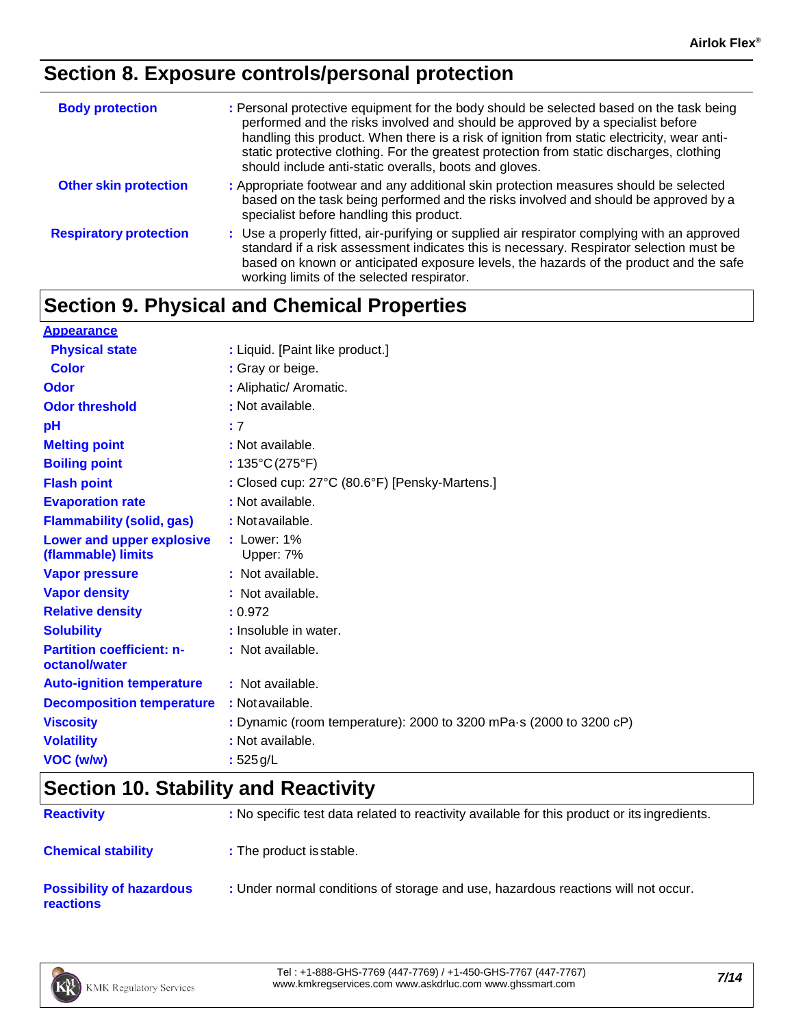## Section 8. Exposure controls/personal protection

| | |
|---|---|
| **Body protection** | : Personal protective equipment for the body should be selected based on the task being performed and the risks involved and should be approved by a specialist before handling this product. When there is a risk of ignition from static electricity, wear anti-static protective clothing. For the greatest protection from static discharges, clothing should include anti-static overalls, boots and gloves. |
| **Other skin protection** | : Appropriate footwear and any additional skin protection measures should be selected based on the task being performed and the risks involved and should be approved by a specialist before handling this product. |
| **Respiratory protection** | : Use a properly fitted, air-purifying or supplied air respirator complying with an approved standard if a risk assessment indicates this is necessary. Respirator selection must be based on known or anticipated exposure levels, the hazards of the product and the safe working limits of the selected respirator. |

## Section 9. Physical and Chemical Properties

**Appearance**

| | |
|---|---|
| **Physical state** | : Liquid. [Paint like product.] |
| **Color** | : Gray or beige. |
| **Odor** | : Aliphatic/ Aromatic. |
| **Odor threshold** | : Not available. |
| **pH** | : 7 |
| **Melting point** | : Not available. |
| **Boiling point** | : 135°C (275°F) |
| **Flash point** | : Closed cup: 27°C (80.6°F) [Pensky-Martens.] |
| **Evaporation rate** | : Not available. |
| **Flammability (solid, gas)** | : Not available. |
| **Lower and upper explosive (flammable) limits** | : Lower: 1%<br>Upper: 7% |
| **Vapor pressure** | : Not available. |
| **Vapor density** | : Not available. |
| **Relative density** | : 0.972 |
| **Solubility** | : Insoluble in water. |
| **Partition coefficient: n-octanol/water** | : Not available. |
| **Auto-ignition temperature** | : Not available. |
| **Decomposition temperature** | : Not available. |
| **Viscosity** | : Dynamic (room temperature): 2000 to 3200 mPa·s (2000 to 3200 cP) |
| **Volatility** | : Not available. |
| **VOC (w/w)** | : 525 g/L |

## Section 10. Stability and Reactivity

| | |
|---|---|
| **Reactivity** | : No specific test data related to reactivity available for this product or its ingredients. |
| **Chemical stability** | : The product is stable. |
| **Possibility of hazardous reactions** | : Under normal conditions of storage and use, hazardous reactions will not occur. |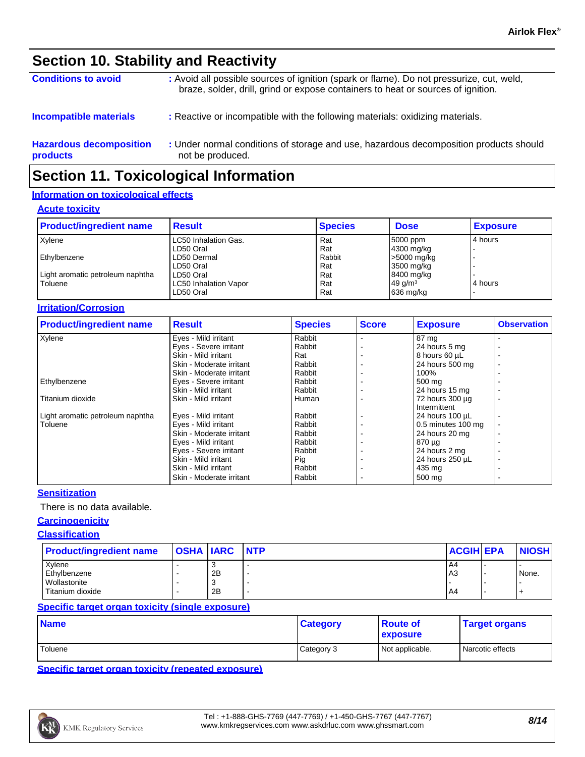## Section 10. Stability and Reactivity

**Conditions to avoid** : Avoid all possible sources of ignition (spark or flame). Do not pressurize, cut, weld, braze, solder, drill, grind or expose containers to heat or sources of ignition.

**Incompatible materials** : Reactive or incompatible with the following materials: oxidizing materials.

**Hazardous decomposition products** : Under normal conditions of storage and use, hazardous decomposition products should not be produced.

## Section 11. Toxicological Information

### Information on toxicological effects

#### Acute toxicity

| Product/ingredient name | Result | Species | Dose | Exposure |
|---|---|---|---|---|
| Xylene | LC50 Inhalation Gas. | Rat | 5000 ppm | 4 hours |
| | LD50 Oral | Rat | 4300 mg/kg | - |
| Ethylbenzene | LD50 Dermal | Rabbit | >5000 mg/kg | - |
| | LD50 Oral | Rat | 3500 mg/kg | - |
| Light aromatic petroleum naphtha | LD50 Oral | Rat | 8400 mg/kg | - |
| Toluene | LC50 Inhalation Vapor | Rat | 49 g/m³ | 4 hours |
| | LD50 Oral | Rat | 636 mg/kg | - |

#### Irritation/Corrosion

| Product/ingredient name | Result | Species | Score | Exposure | Observation |
|---|---|---|---|---|---|
| Xylene | Eyes - Mild irritant | Rabbit | - | 87 mg | - |
| | Eyes - Severe irritant | Rabbit | - | 24 hours 5 mg | - |
| | Skin - Mild irritant | Rat | - | 8 hours 60 µL | - |
| | Skin - Moderate irritant | Rabbit | - | 24 hours 500 mg | - |
| | Skin - Moderate irritant | Rabbit | - | 100% | - |
| Ethylbenzene | Eyes - Severe irritant | Rabbit | - | 500 mg | - |
| | Skin - Mild irritant | Rabbit | - | 24 hours 15 mg | - |
| Titanium dioxide | Skin - Mild irritant | Human | - | 72 hours 300 µg Intermittent | - |
| Light aromatic petroleum naphtha | Eyes - Mild irritant | Rabbit | - | 24 hours 100 µL | - |
| Toluene | Eyes - Mild irritant | Rabbit | - | 0.5 minutes 100 mg | - |
| | Skin - Moderate irritant | Rabbit | - | 24 hours 20 mg | - |
| | Eyes - Mild irritant | Rabbit | - | 870 µg | - |
| | Eyes - Severe irritant | Rabbit | - | 24 hours 2 mg | - |
| | Skin - Mild irritant | Pig | - | 24 hours 250 µL | - |
| | Skin - Mild irritant | Rabbit | - | 435 mg | - |
| | Skin - Moderate irritant | Rabbit | - | 500 mg | - |

#### Sensitization

There is no data available.

#### Carcinogenicity

#### Classification

| Product/ingredient name | OSHA | IARC | NTP | ACGIH | EPA | NIOSH |
|---|---|---|---|---|---|---|
| Xylene | - | 3 | - | A4 | - | - |
| Ethylbenzene | - | 2B | - | A3 | - | None. |
| Wollastonite | - | 3 | - | - | - | - |
| Titanium dioxide | - | 2B | - | A4 | - | + |

#### Specific target organ toxicity (single exposure)

| Name | Category | Route of exposure | Target organs |
|---|---|---|---|
| Toluene | Category 3 | Not applicable. | Narcotic effects |

#### Specific target organ toxicity (repeated exposure)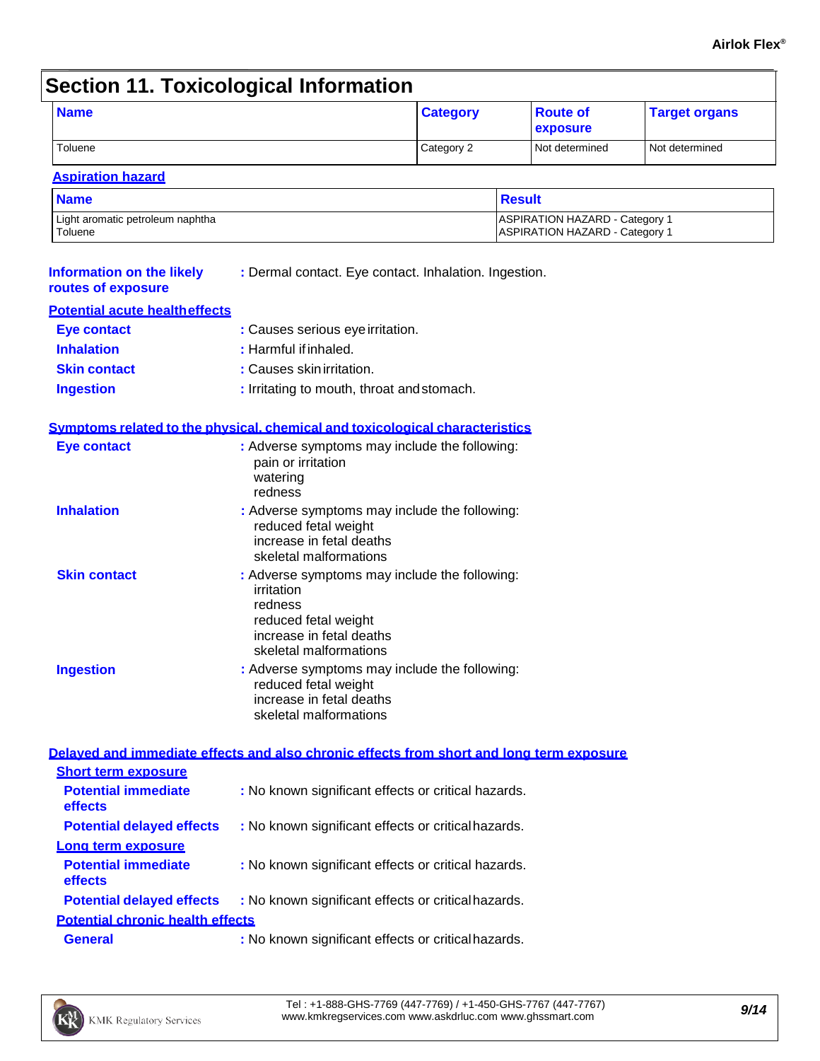## Section 11. Toxicological Information

| Name | Category | Route of exposure | Target organs |
| --- | --- | --- | --- |
| Toluene | Category 2 | Not determined | Not determined |

### Aspiration hazard

| Name | Result |
| --- | --- |
| Light aromatic petroleum naphtha | ASPIRATION HAZARD - Category 1 |
| Toluene | ASPIRATION HAZARD - Category 1 |

**Information on the likely routes of exposure** : Dermal contact. Eye contact. Inhalation. Ingestion.

### Potential acute health effects

**Eye contact** : Causes serious eye irritation.

**Inhalation** : Harmful if inhaled.

**Skin contact** : Causes skin irritation.

**Ingestion** : Irritating to mouth, throat and stomach.

### Symptoms related to the physical, chemical and toxicological characteristics

**Eye contact** : Adverse symptoms may include the following:
- pain or irritation
- watering
- redness

**Inhalation** : Adverse symptoms may include the following:
- reduced fetal weight
- increase in fetal deaths
- skeletal malformations

**Skin contact** : Adverse symptoms may include the following:
- irritation
- redness
- reduced fetal weight
- increase in fetal deaths
- skeletal malformations

**Ingestion** : Adverse symptoms may include the following:
- reduced fetal weight
- increase in fetal deaths
- skeletal malformations

### Delayed and immediate effects and also chronic effects from short and long term exposure

#### Short term exposure

**Potential immediate effects** : No known significant effects or critical hazards.

**Potential delayed effects** : No known significant effects or critical hazards.

#### Long term exposure

**Potential immediate effects** : No known significant effects or critical hazards.

**Potential delayed effects** : No known significant effects or critical hazards.

#### Potential chronic health effects

**General** : No known significant effects or critical hazards.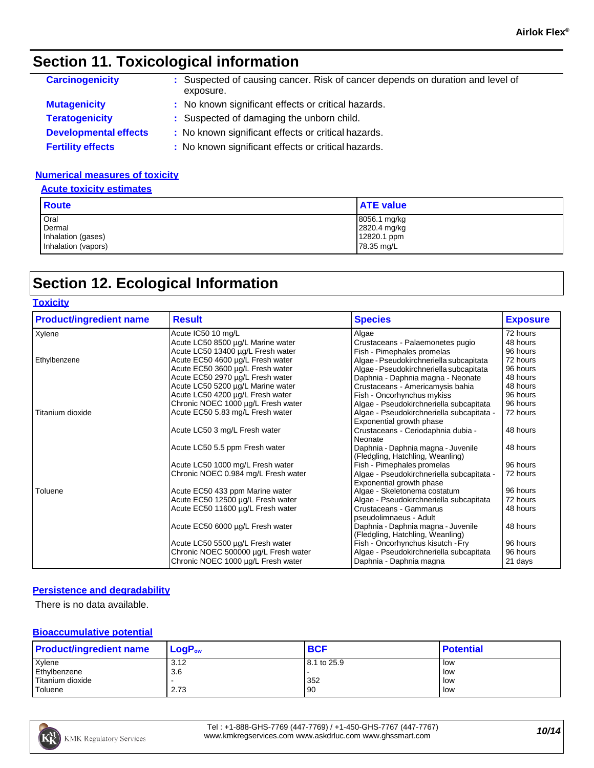## Section 11. Toxicological information

**Carcinogenicity** : Suspected of causing cancer. Risk of cancer depends on duration and level of exposure.

**Mutagenicity** : No known significant effects or critical hazards.

**Teratogenicity** : Suspected of damaging the unborn child.

**Developmental effects** : No known significant effects or critical hazards.

**Fertility effects** : No known significant effects or critical hazards.

### Numerical measures of toxicity

#### Acute toxicity estimates

| Route | ATE value |
| --- | --- |
| Oral | 8056.1 mg/kg |
| Dermal | 2820.4 mg/kg |
| Inhalation (gases) | 12820.1 ppm |
| Inhalation (vapors) | 78.35 mg/L |

## Section 12. Ecological Information

### Toxicity

| Product/ingredient name | Result | Species | Exposure |
| --- | --- | --- | --- |
| Xylene | Acute IC50 10 mg/L | Algae | 72 hours |
| | Acute LC50 8500 µg/L Marine water | Crustaceans - Palaemonetes pugio | 48 hours |
| | Acute LC50 13400 µg/L Fresh water | Fish - Pimephales promelas | 96 hours |
| Ethylbenzene | Acute EC50 4600 µg/L Fresh water | Algae - Pseudokirchneriella subcapitata | 72 hours |
| | Acute EC50 3600 µg/L Fresh water | Algae - Pseudokirchneriella subcapitata | 96 hours |
| | Acute EC50 2970 µg/L Fresh water | Daphnia - Daphnia magna - Neonate | 48 hours |
| | Acute LC50 5200 µg/L Marine water | Crustaceans - Americamysis bahia | 48 hours |
| | Acute LC50 4200 µg/L Fresh water | Fish - Oncorhynchus mykiss | 96 hours |
| | Chronic NOEC 1000 µg/L Fresh water | Algae - Pseudokirchneriella subcapitata | 96 hours |
| Titanium dioxide | Acute EC50 5.83 mg/L Fresh water | Algae - Pseudokirchneriella subcapitata - Exponential growth phase | 72 hours |
| | Acute LC50 3 mg/L Fresh water | Crustaceans - Ceriodaphnia dubia - Neonate | 48 hours |
| | Acute LC50 5.5 ppm Fresh water | Daphnia - Daphnia magna - Juvenile (Fledgling, Hatchling, Weanling) | 48 hours |
| | Acute LC50 1000 mg/L Fresh water | Fish - Pimephales promelas | 96 hours |
| | Chronic NOEC 0.984 mg/L Fresh water | Algae - Pseudokirchneriella subcapitata - Exponential growth phase | 72 hours |
| Toluene | Acute EC50 433 ppm Marine water | Algae - Skeletonema costatum | 96 hours |
| | Acute EC50 12500 µg/L Fresh water | Algae - Pseudokirchneriella subcapitata | 72 hours |
| | Acute EC50 11600 µg/L Fresh water | Crustaceans - Gammarus pseudolimnaeus - Adult | 48 hours |
| | Acute EC50 6000 µg/L Fresh water | Daphnia - Daphnia magna - Juvenile (Fledgling, Hatchling, Weanling) | 48 hours |
| | Acute LC50 5500 µg/L Fresh water | Fish - Oncorhynchus kisutch - Fry | 96 hours |
| | Chronic NOEC 500000 µg/L Fresh water | Algae - Pseudokirchneriella subcapitata | 96 hours |
| | Chronic NOEC 1000 µg/L Fresh water | Daphnia - Daphnia magna | 21 days |

### Persistence and degradability

There is no data available.

### Bioaccumulative potential

| Product/ingredient name | $LogP_{ow}$ | BCF | Potential |
| --- | --- | --- | --- |
| Xylene | 3.12 | 8.1 to 25.9 | low |
| Ethylbenzene | 3.6 | - | low |
| Titanium dioxide | - | 352 | low |
| Toluene | 2.73 | 90 | low |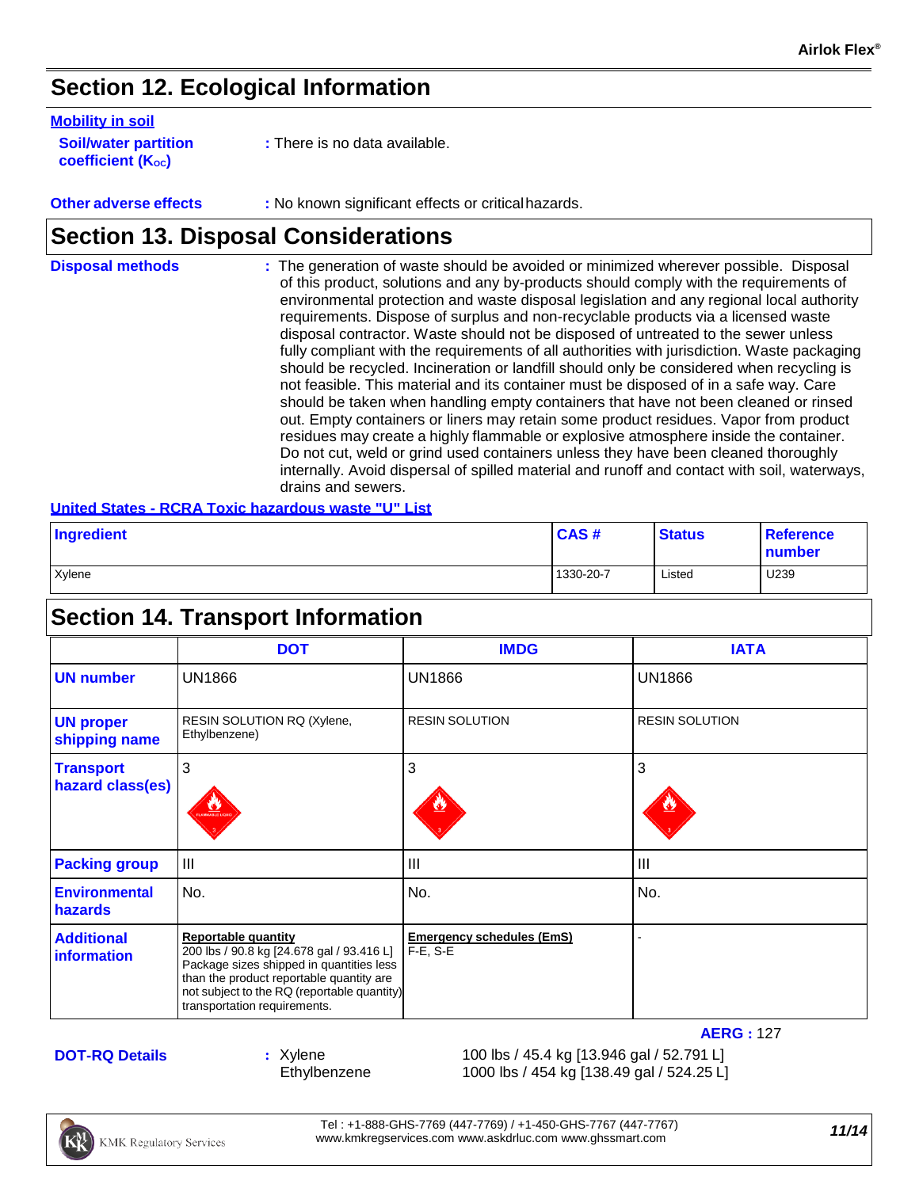## Section 12. Ecological Information

**Mobility in soil**

**Soil/water partition coefficient ($K_{OC}$)** : There is no data available.

**Other adverse effects** : No known significant effects or critical hazards.

## Section 13. Disposal Considerations

**Disposal methods** : The generation of waste should be avoided or minimized wherever possible. Disposal of this product, solutions and any by-products should comply with the requirements of environmental protection and waste disposal legislation and any regional local authority requirements. Dispose of surplus and non-recyclable products via a licensed waste disposal contractor. Waste should not be disposed of untreated to the sewer unless fully compliant with the requirements of all authorities with jurisdiction. Waste packaging should be recycled. Incineration or landfill should only be considered when recycling is not feasible. This material and its container must be disposed of in a safe way. Care should be taken when handling empty containers that have not been cleaned or rinsed out. Empty containers or liners may retain some product residues. Vapor from product residues may create a highly flammable or explosive atmosphere inside the container. Do not cut, weld or grind used containers unless they have been cleaned thoroughly internally. Avoid dispersal of spilled material and runoff and contact with soil, waterways, drains and sewers.

**United States - RCRA Toxic hazardous waste "U" List**

| Ingredient | CAS # | Status | Reference number |
|---|---|---|---|
| Xylene | 1330-20-7 | Listed | U239 |

## Section 14. Transport Information

| | DOT | IMDG | IATA |
|---|---|---|---|
| **UN number** | UN1866 | UN1866 | UN1866 |
| **UN proper shipping name** | RESIN SOLUTION RQ (Xylene, Ethylbenzene) | RESIN SOLUTION | RESIN SOLUTION |
| **Transport hazard class(es)** | 3 | 3 | 3 |
| **Packing group** | III | III | III |
| **Environmental hazards** | No. | No. | No. |
| **Additional information** | **Reportable quantity** 200 lbs / 90.8 kg [24.678 gal / 93.416 L] Package sizes shipped in quantities less than the product reportable quantity are not subject to the RQ (reportable quantity) transportation requirements. | **Emergency schedules (EmS)** F-E, S-E | - |

**AERG :** 127

**DOT-RQ Details** : Xylene 100 lbs / 45.4 kg [13.946 gal / 52.791 L]
Ethylbenzene 1000 lbs / 454 kg [138.49 gal / 524.25 L]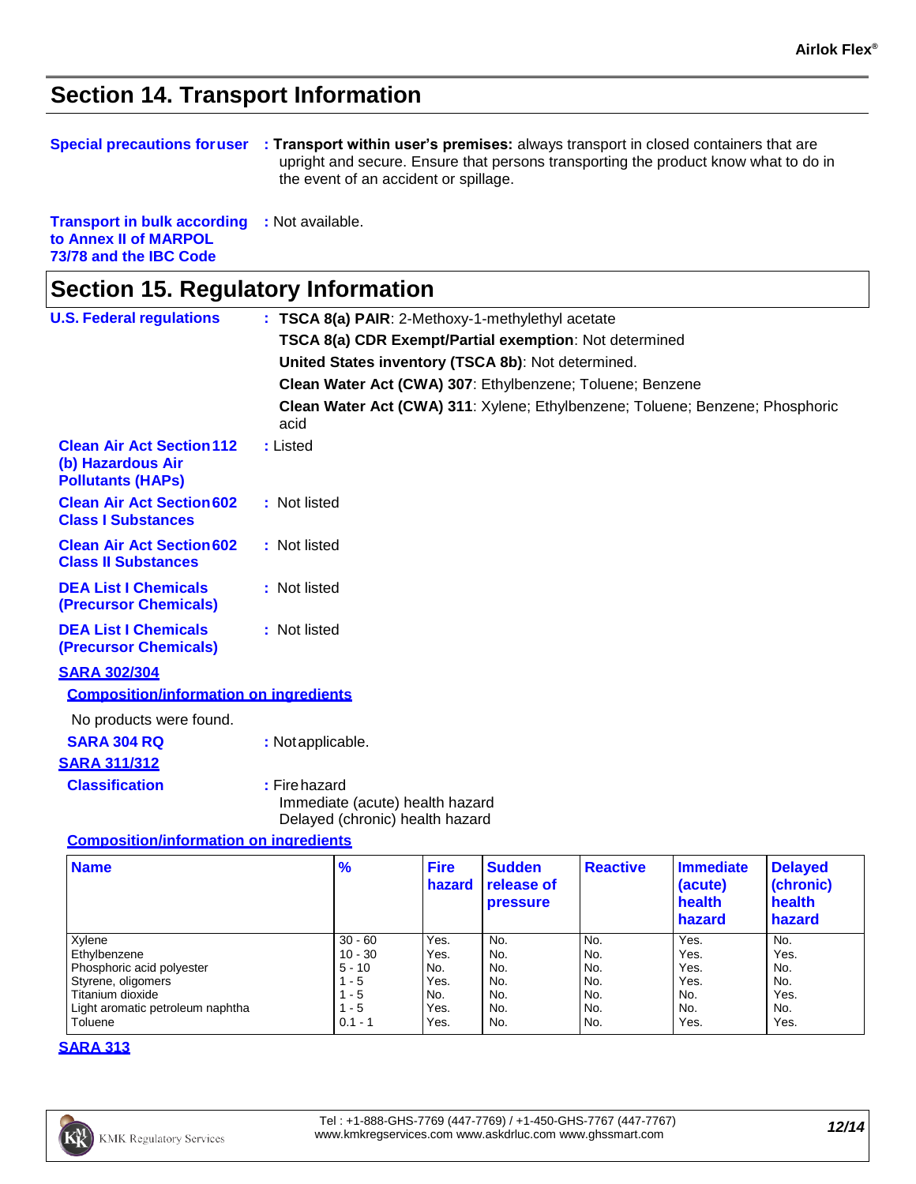## Section 14. Transport Information

**Special precautions for user** : **Transport within user's premises:** always transport in closed containers that are upright and secure. Ensure that persons transporting the product know what to do in the event of an accident or spillage.

**Transport in bulk according to Annex II of MARPOL 73/78 and the IBC Code** : Not available.

## Section 15. Regulatory Information

**U.S. Federal regulations** : **TSCA 8(a) PAIR**: 2-Methoxy-1-methylethyl acetate

**TSCA 8(a) CDR Exempt/Partial exemption**: Not determined

**United States inventory (TSCA 8b)**: Not determined.

**Clean Water Act (CWA) 307**: Ethylbenzene; Toluene; Benzene

**Clean Water Act (CWA) 311**: Xylene; Ethylbenzene; Toluene; Benzene; Phosphoric acid

**Clean Air Act Section 112 (b) Hazardous Air Pollutants (HAPs)** : Listed

**Clean Air Act Section 602 Class I Substances** : Not listed

**Clean Air Act Section 602 Class II Substances** : Not listed

**DEA List I Chemicals (Precursor Chemicals)** : Not listed

**DEA List I Chemicals (Precursor Chemicals)** : Not listed

**SARA 302/304**

**Composition/information on ingredients**

No products were found.

**SARA 304 RQ** : Not applicable.

**SARA 311/312**

**Classification** : Fire hazard
Immediate (acute) health hazard
Delayed (chronic) health hazard

**Composition/information on ingredients**

| Name | % | Fire hazard | Sudden release of pressure | Reactive | Immediate (acute) health hazard | Delayed (chronic) health hazard |
|---|---|---|---|---|---|---|
| Xylene | 30 - 60 | Yes. | No. | No. | Yes. | No. |
| Ethylbenzene | 10 - 30 | Yes. | No. | No. | Yes. | Yes. |
| Phosphoric acid polyester | 5 - 10 | No. | No. | No. | Yes. | No. |
| Styrene, oligomers | 1 - 5 | Yes. | No. | No. | Yes. | No. |
| Titanium dioxide | 1 - 5 | No. | No. | No. | No. | Yes. |
| Light aromatic petroleum naphtha | 1 - 5 | Yes. | No. | No. | No. | No. |
| Toluene | 0.1 - 1 | Yes. | No. | No. | Yes. | Yes. |

**SARA 313**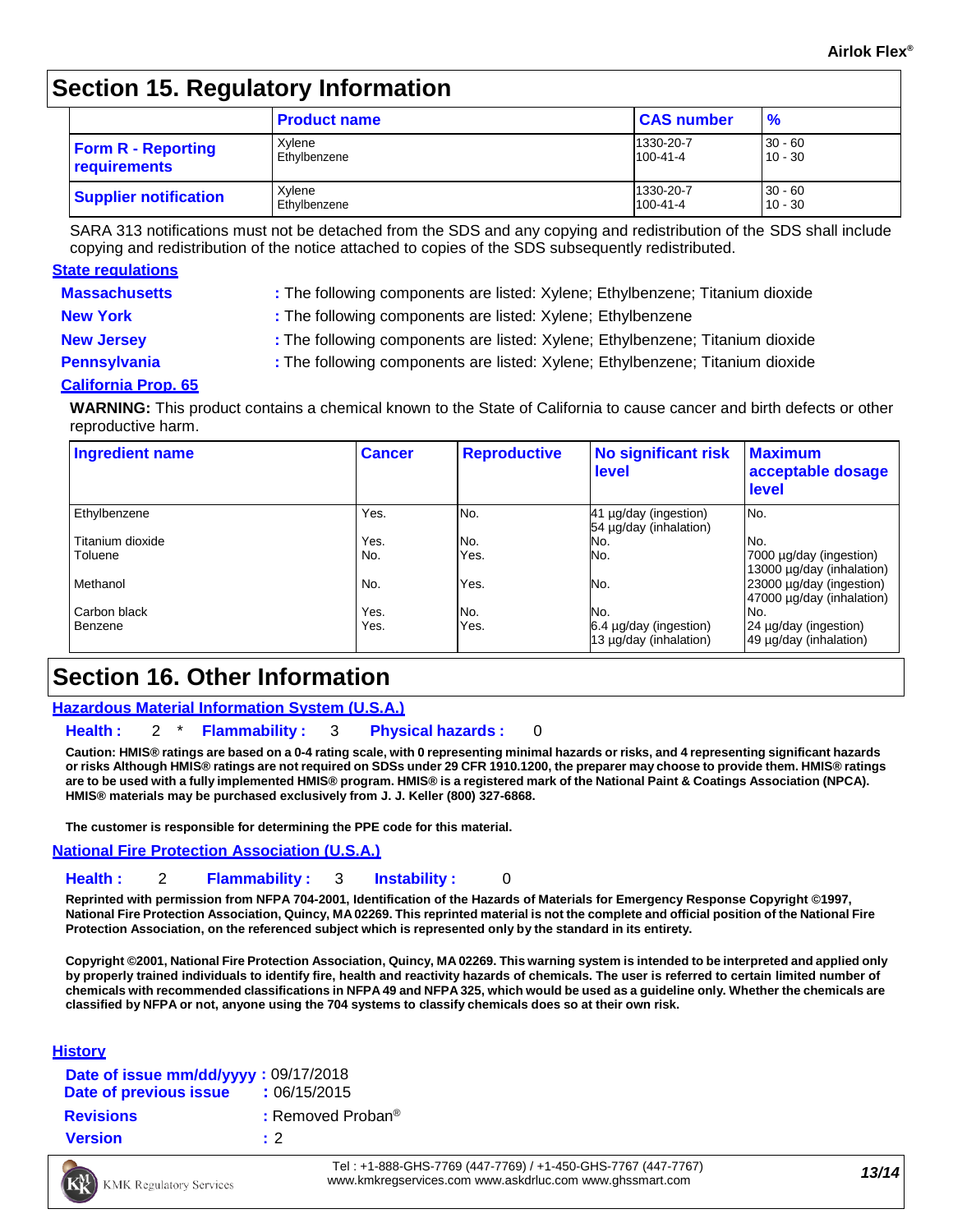## Section 15. Regulatory Information

| | Product name | CAS number | % |
|---|---|---|---|
| **Form R - Reporting requirements** | Xylene<br>Ethylbenzene | 1330-20-7<br>100-41-4 | 30 - 60<br>10 - 30 |
| **Supplier notification** | Xylene<br>Ethylbenzene | 1330-20-7<br>100-41-4 | 30 - 60<br>10 - 30 |

SARA 313 notifications must not be detached from the SDS and any copying and redistribution of the SDS shall include copying and redistribution of the notice attached to copies of the SDS subsequently redistributed.

### State regulations

**Massachusetts** : The following components are listed: Xylene; Ethylbenzene; Titanium dioxide

**New York** : The following components are listed: Xylene; Ethylbenzene

**New Jersey** : The following components are listed: Xylene; Ethylbenzene; Titanium dioxide

**Pennsylvania** : The following components are listed: Xylene; Ethylbenzene; Titanium dioxide

### California Prop. 65

**WARNING:** This product contains a chemical known to the State of California to cause cancer and birth defects or other reproductive harm.

| Ingredient name | Cancer | Reproductive | No significant risk level | Maximum acceptable dosage level |
|---|---|---|---|---|
| Ethylbenzene | Yes. | No. | 41 µg/day (ingestion)<br>54 µg/day (inhalation) | No. |
| Titanium dioxide | Yes. | No. | No. | No. |
| Toluene | No. | Yes. | No. | 7000 µg/day (ingestion)<br>13000 µg/day (inhalation) |
| Methanol | No. | Yes. | No. | 23000 µg/day (ingestion)<br>47000 µg/day (inhalation) |
| Carbon black | Yes. | No. | No. | No. |
| Benzene | Yes. | Yes. | 6.4 µg/day (ingestion)<br>13 µg/day (inhalation) | 24 µg/day (ingestion)<br>49 µg/day (inhalation) |

## Section 16. Other Information

### Hazardous Material Information System (U.S.A.)

**Health :** 2 * **Flammability :** 3 **Physical hazards :** 0

**Caution: HMIS® ratings are based on a 0-4 rating scale, with 0 representing minimal hazards or risks, and 4 representing significant hazards or risks Although HMIS® ratings are not required on SDSs under 29 CFR 1910.1200, the preparer may choose to provide them. HMIS® ratings are to be used with a fully implemented HMIS® program. HMIS® is a registered mark of the National Paint & Coatings Association (NPCA). HMIS® materials may be purchased exclusively from J. J. Keller (800) 327-6868.**

**The customer is responsible for determining the PPE code for this material.**

### National Fire Protection Association (U.S.A.)

**Health :** 2 **Flammability :** 3 **Instability :** 0

**Reprinted with permission from NFPA 704-2001, Identification of the Hazards of Materials for Emergency Response Copyright ©1997, National Fire Protection Association, Quincy, MA 02269. This reprinted material is not the complete and official position of the National Fire Protection Association, on the referenced subject which is represented only by the standard in its entirety.**

**Copyright ©2001, National Fire Protection Association, Quincy, MA 02269. This warning system is intended to be interpreted and applied only by properly trained individuals to identify fire, health and reactivity hazards of chemicals. The user is referred to certain limited number of chemicals with recommended classifications in NFPA 49 and NFPA 325, which would be used as a guideline only. Whether the chemicals are classified by NFPA or not, anyone using the 704 systems to classify chemicals does so at their own risk.**

### History

**Date of issue mm/dd/yyyy** : 09/17/2018

**Date of previous issue** : 06/15/2015

**Revisions** : Removed Proban®

**Version** : 2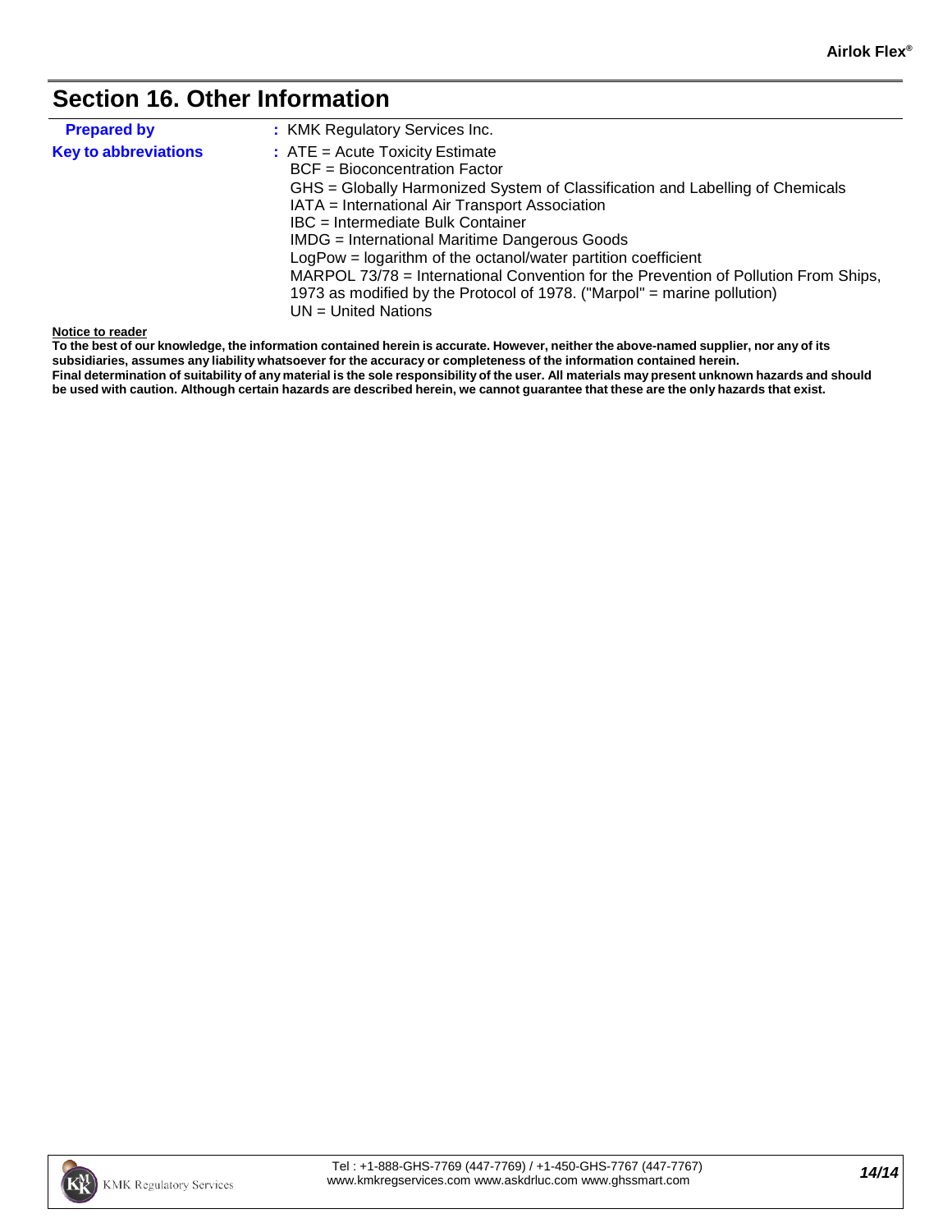## Section 16. Other Information

**Prepared by** : KMK Regulatory Services Inc.

**Key to abbreviations** : ATE = Acute Toxicity Estimate
BCF = Bioconcentration Factor
GHS = Globally Harmonized System of Classification and Labelling of Chemicals
IATA = International Air Transport Association
IBC = Intermediate Bulk Container
IMDG = International Maritime Dangerous Goods
LogPow = logarithm of the octanol/water partition coefficient
MARPOL 73/78 = International Convention for the Prevention of Pollution From Ships, 1973 as modified by the Protocol of 1978. ("Marpol" = marine pollution)
UN = United Nations

**Notice to reader**

**To the best of our knowledge, the information contained herein is accurate. However, neither the above-named supplier, nor any of its subsidiaries, assumes any liability whatsoever for the accuracy or completeness of the information contained herein.**
**Final determination of suitability of any material is the sole responsibility of the user. All materials may present unknown hazards and should be used with caution. Although certain hazards are described herein, we cannot guarantee that these are the only hazards that exist.**

KMK Regulatory Services

Tel : +1-888-GHS-7769 (447-7769) / +1-450-GHS-7767 (447-7767)
www.kmkregservices.com www.askdrluc.com www.ghssmart.com